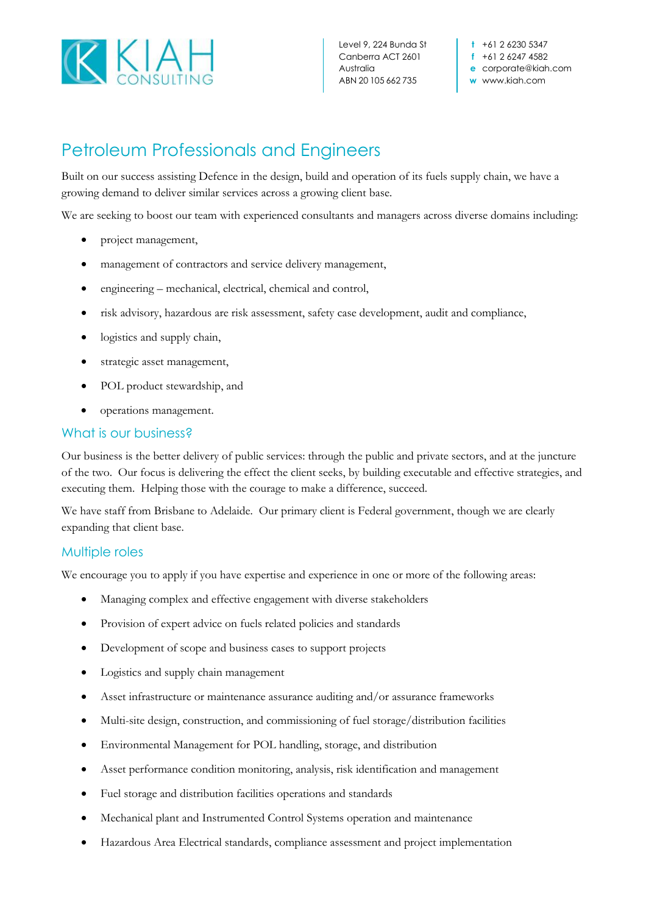KIAH CONSULTING

Level 9, 224 Bunda St
Canberra ACT 2601
Australia
ABN 20 105 662 735

t +61 2 6230 5347
f +61 2 6247 4582
e corporate@kiah.com
w www.kiah.com

# Petroleum Professionals and Engineers

Built on our success assisting Defence in the design, build and operation of its fuels supply chain, we have a growing demand to deliver similar services across a growing client base.

We are seeking to boost our team with experienced consultants and managers across diverse domains including:

- project management,
- management of contractors and service delivery management,
- engineering – mechanical, electrical, chemical and control,
- risk advisory, hazardous are risk assessment, safety case development, audit and compliance,
- logistics and supply chain,
- strategic asset management,
- POL product stewardship, and
- operations management.

## What is our business?

Our business is the better delivery of public services: through the public and private sectors, and at the juncture of the two. Our focus is delivering the effect the client seeks, by building executable and effective strategies, and executing them. Helping those with the courage to make a difference, succeed.

We have staff from Brisbane to Adelaide. Our primary client is Federal government, though we are clearly expanding that client base.

## Multiple roles

We encourage you to apply if you have expertise and experience in one or more of the following areas:

- Managing complex and effective engagement with diverse stakeholders
- Provision of expert advice on fuels related policies and standards
- Development of scope and business cases to support projects
- Logistics and supply chain management
- Asset infrastructure or maintenance assurance auditing and/or assurance frameworks
- Multi-site design, construction, and commissioning of fuel storage/distribution facilities
- Environmental Management for POL handling, storage, and distribution
- Asset performance condition monitoring, analysis, risk identification and management
- Fuel storage and distribution facilities operations and standards
- Mechanical plant and Instrumented Control Systems operation and maintenance
- Hazardous Area Electrical standards, compliance assessment and project implementation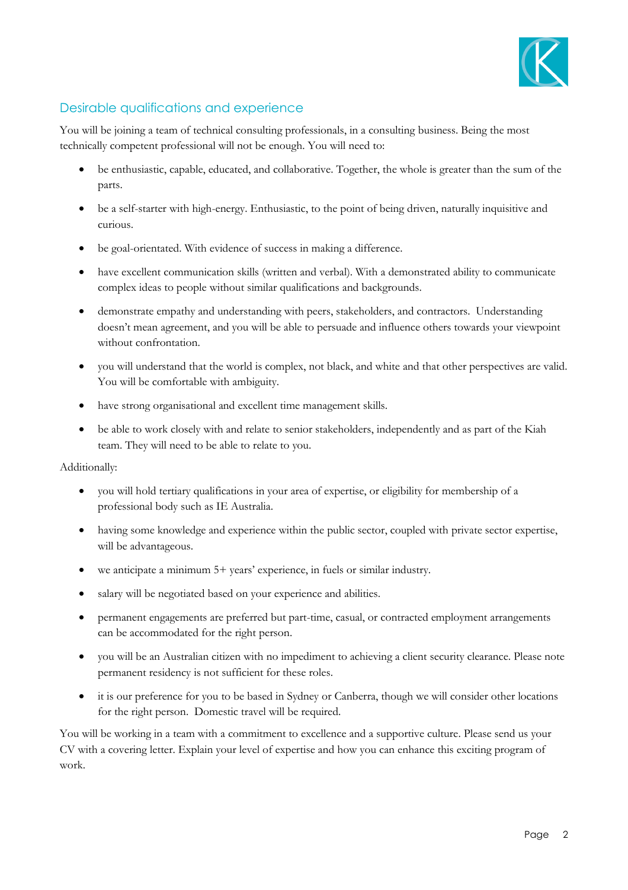## Desirable qualifications and experience

You will be joining a team of technical consulting professionals, in a consulting business. Being the most technically competent professional will not be enough. You will need to:

- be enthusiastic, capable, educated, and collaborative. Together, the whole is greater than the sum of the parts.
- be a self-starter with high-energy. Enthusiastic, to the point of being driven, naturally inquisitive and curious.
- be goal-orientated. With evidence of success in making a difference.
- have excellent communication skills (written and verbal). With a demonstrated ability to communicate complex ideas to people without similar qualifications and backgrounds.
- demonstrate empathy and understanding with peers, stakeholders, and contractors. Understanding doesn't mean agreement, and you will be able to persuade and influence others towards your viewpoint without confrontation.
- you will understand that the world is complex, not black, and white and that other perspectives are valid. You will be comfortable with ambiguity.
- have strong organisational and excellent time management skills.
- be able to work closely with and relate to senior stakeholders, independently and as part of the Kiah team. They will need to be able to relate to you.

Additionally:

- you will hold tertiary qualifications in your area of expertise, or eligibility for membership of a professional body such as IE Australia.
- having some knowledge and experience within the public sector, coupled with private sector expertise, will be advantageous.
- we anticipate a minimum 5+ years' experience, in fuels or similar industry.
- salary will be negotiated based on your experience and abilities.
- permanent engagements are preferred but part-time, casual, or contracted employment arrangements can be accommodated for the right person.
- you will be an Australian citizen with no impediment to achieving a client security clearance. Please note permanent residency is not sufficient for these roles.
- it is our preference for you to be based in Sydney or Canberra, though we will consider other locations for the right person. Domestic travel will be required.

You will be working in a team with a commitment to excellence and a supportive culture. Please send us your CV with a covering letter. Explain your level of expertise and how you can enhance this exciting program of work.